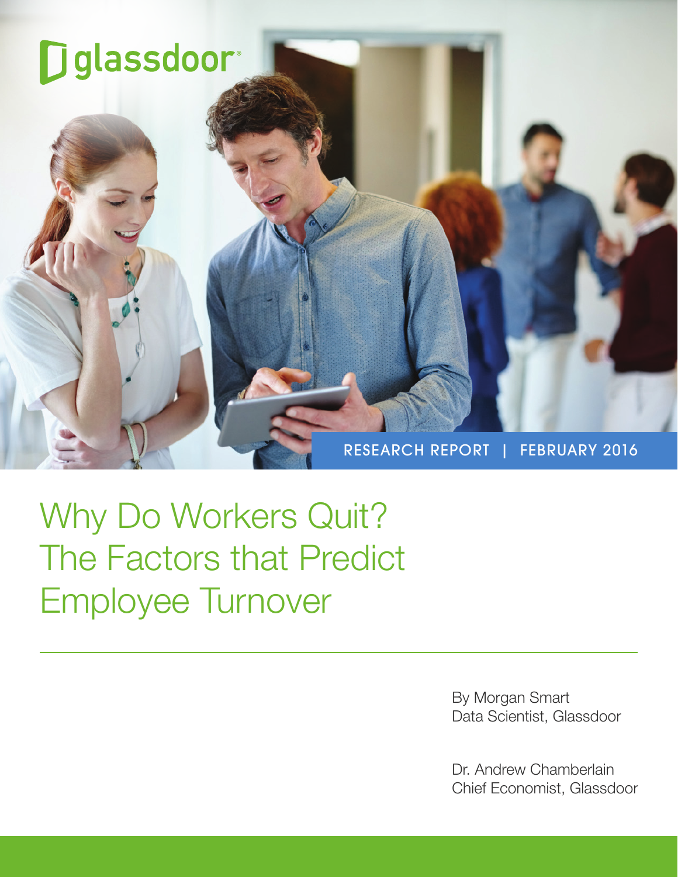glassdoor

RESEARCH REPORT | FEBRUARY 2016

# Why Do Workers Quit? The Factors that Predict Employee Turnover

By Morgan Smart
Data Scientist, Glassdoor

Dr. Andrew Chamberlain
Chief Economist, Glassdoor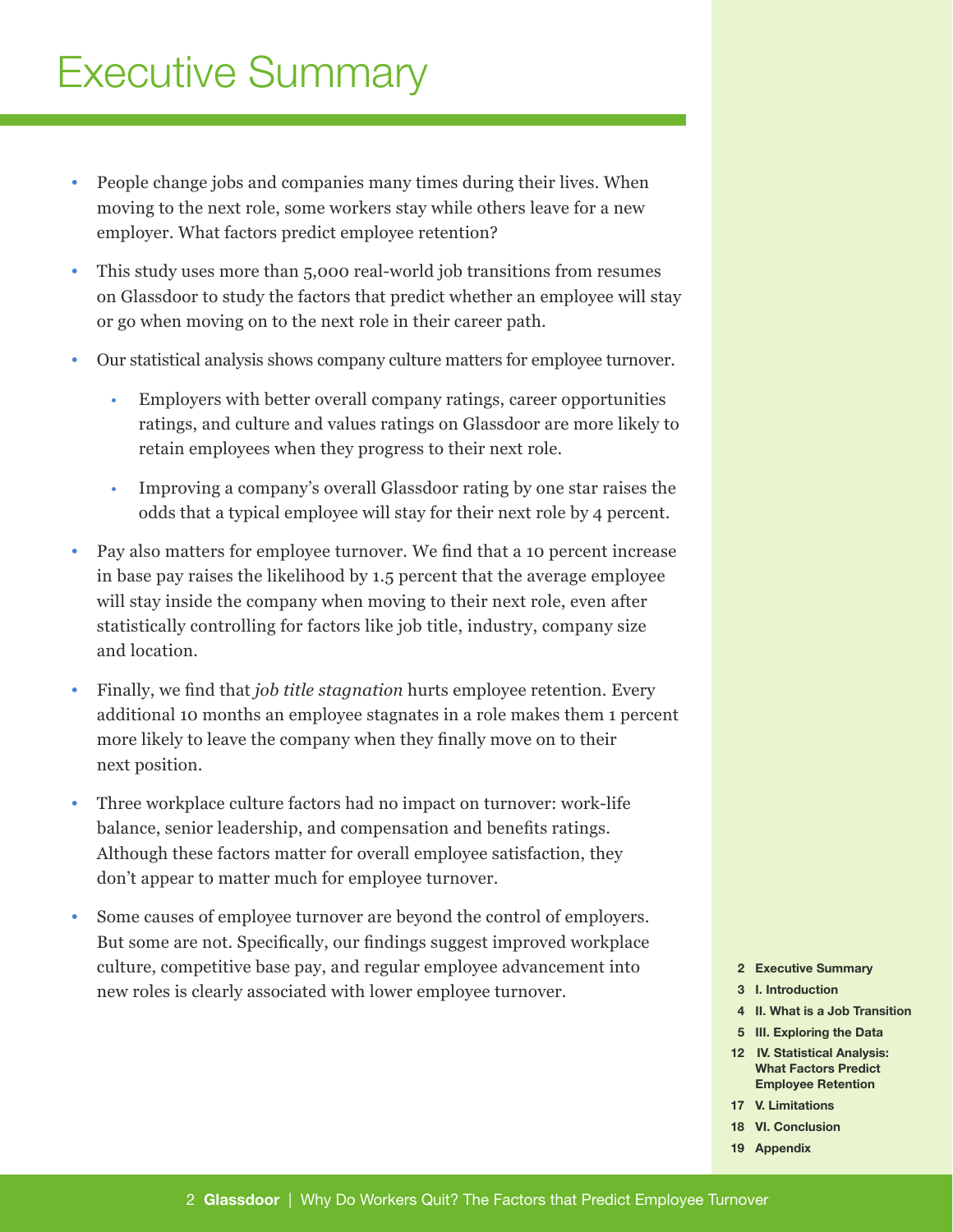# Executive Summary

- People change jobs and companies many times during their lives. When moving to the next role, some workers stay while others leave for a new employer. What factors predict employee retention?
- This study uses more than 5,000 real-world job transitions from resumes on Glassdoor to study the factors that predict whether an employee will stay or go when moving on to the next role in their career path.
- Our statistical analysis shows company culture matters for employee turnover.
  - Employers with better overall company ratings, career opportunities ratings, and culture and values ratings on Glassdoor are more likely to retain employees when they progress to their next role.
  - Improving a company's overall Glassdoor rating by one star raises the odds that a typical employee will stay for their next role by 4 percent.
- Pay also matters for employee turnover. We find that a 10 percent increase in base pay raises the likelihood by 1.5 percent that the average employee will stay inside the company when moving to their next role, even after statistically controlling for factors like job title, industry, company size and location.
- Finally, we find that *job title stagnation* hurts employee retention. Every additional 10 months an employee stagnates in a role makes them 1 percent more likely to leave the company when they finally move on to their next position.
- Three workplace culture factors had no impact on turnover: work-life balance, senior leadership, and compensation and benefits ratings. Although these factors matter for overall employee satisfaction, they don't appear to matter much for employee turnover.
- Some causes of employee turnover are beyond the control of employers. But some are not. Specifically, our findings suggest improved workplace culture, competitive base pay, and regular employee advancement into new roles is clearly associated with lower employee turnover.

2 Executive Summary
3 I. Introduction
4 II. What is a Job Transition
5 III. Exploring the Data
12 IV. Statistical Analysis: What Factors Predict Employee Retention
17 V. Limitations
18 VI. Conclusion
19 Appendix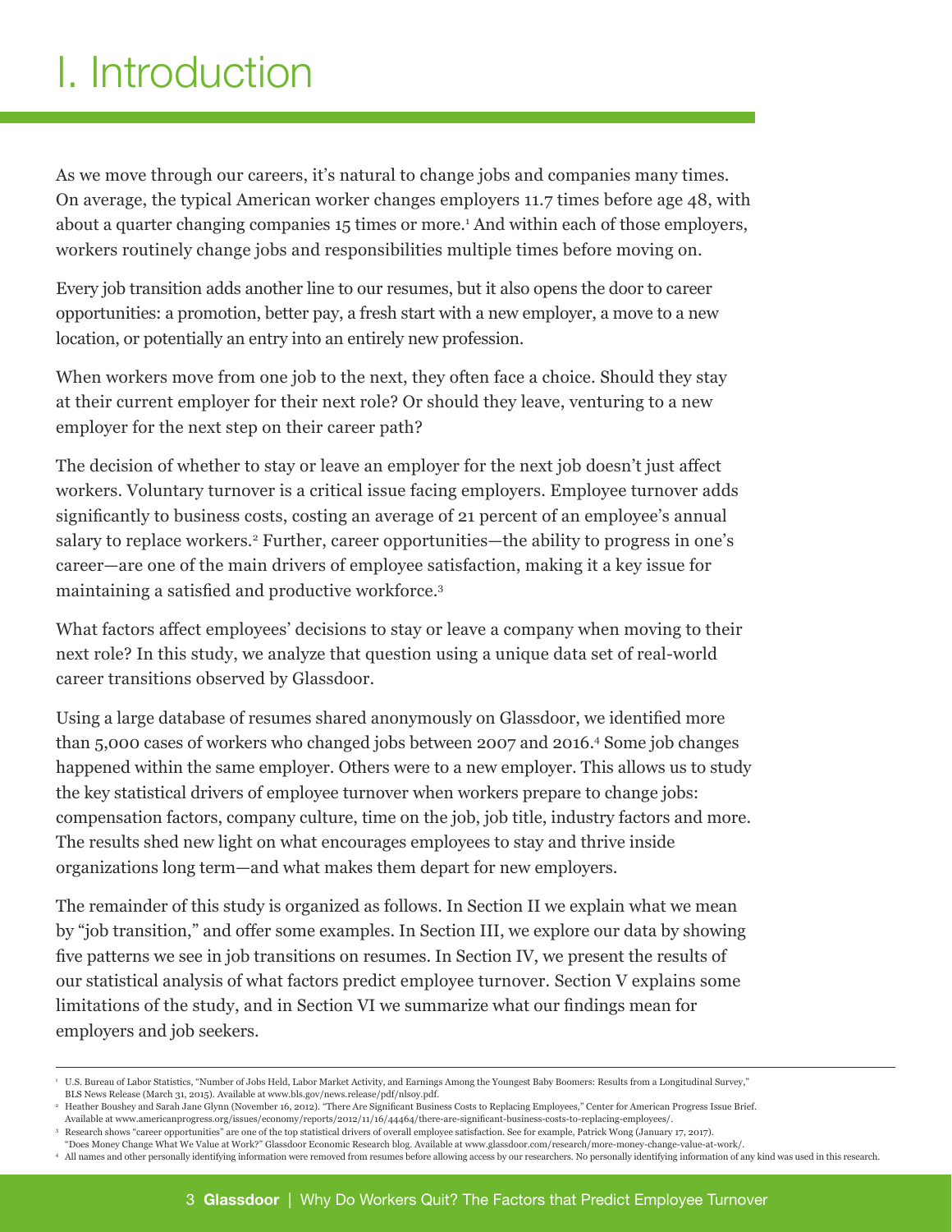# I. Introduction

As we move through our careers, it's natural to change jobs and companies many times. On average, the typical American worker changes employers 11.7 times before age 48, with about a quarter changing companies 15 times or more.[1] And within each of those employers, workers routinely change jobs and responsibilities multiple times before moving on.

Every job transition adds another line to our resumes, but it also opens the door to career opportunities: a promotion, better pay, a fresh start with a new employer, a move to a new location, or potentially an entry into an entirely new profession.

When workers move from one job to the next, they often face a choice. Should they stay at their current employer for their next role? Or should they leave, venturing to a new employer for the next step on their career path?

The decision of whether to stay or leave an employer for the next job doesn't just affect workers. Voluntary turnover is a critical issue facing employers. Employee turnover adds significantly to business costs, costing an average of 21 percent of an employee's annual salary to replace workers.[2] Further, career opportunities—the ability to progress in one's career—are one of the main drivers of employee satisfaction, making it a key issue for maintaining a satisfied and productive workforce.[3]

What factors affect employees' decisions to stay or leave a company when moving to their next role? In this study, we analyze that question using a unique data set of real-world career transitions observed by Glassdoor.

Using a large database of resumes shared anonymously on Glassdoor, we identified more than 5,000 cases of workers who changed jobs between 2007 and 2016.[4] Some job changes happened within the same employer. Others were to a new employer. This allows us to study the key statistical drivers of employee turnover when workers prepare to change jobs: compensation factors, company culture, time on the job, job title, industry factors and more. The results shed new light on what encourages employees to stay and thrive inside organizations long term—and what makes them depart for new employers.

The remainder of this study is organized as follows. In Section II we explain what we mean by "job transition," and offer some examples. In Section III, we explore our data by showing five patterns we see in job transitions on resumes. In Section IV, we present the results of our statistical analysis of what factors predict employee turnover. Section V explains some limitations of the study, and in Section VI we summarize what our findings mean for employers and job seekers.

---

[1] U.S. Bureau of Labor Statistics, "Number of Jobs Held, Labor Market Activity, and Earnings Among the Youngest Baby Boomers: Results from a Longitudinal Survey," BLS News Release (March 31, 2015). Available at www.bls.gov/news.release/pdf/nlsoy.pdf.

[2] Heather Boushey and Sarah Jane Glynn (November 16, 2012). "There Are Significant Business Costs to Replacing Employees," Center for American Progress Issue Brief. Available at www.americanprogress.org/issues/economy/reports/2012/11/16/44464/there-are-significant-business-costs-to-replacing-employees/.

[3] Research shows "career opportunities" are one of the top statistical drivers of overall employee satisfaction. See for example, Patrick Wong (January 17, 2017). "Does Money Change What We Value at Work?" Glassdoor Economic Research blog. Available at www.glassdoor.com/research/more-money-change-value-at-work/.

[4] All names and other personally identifying information were removed from resumes before allowing access by our researchers. No personally identifying information of any kind was used in this research.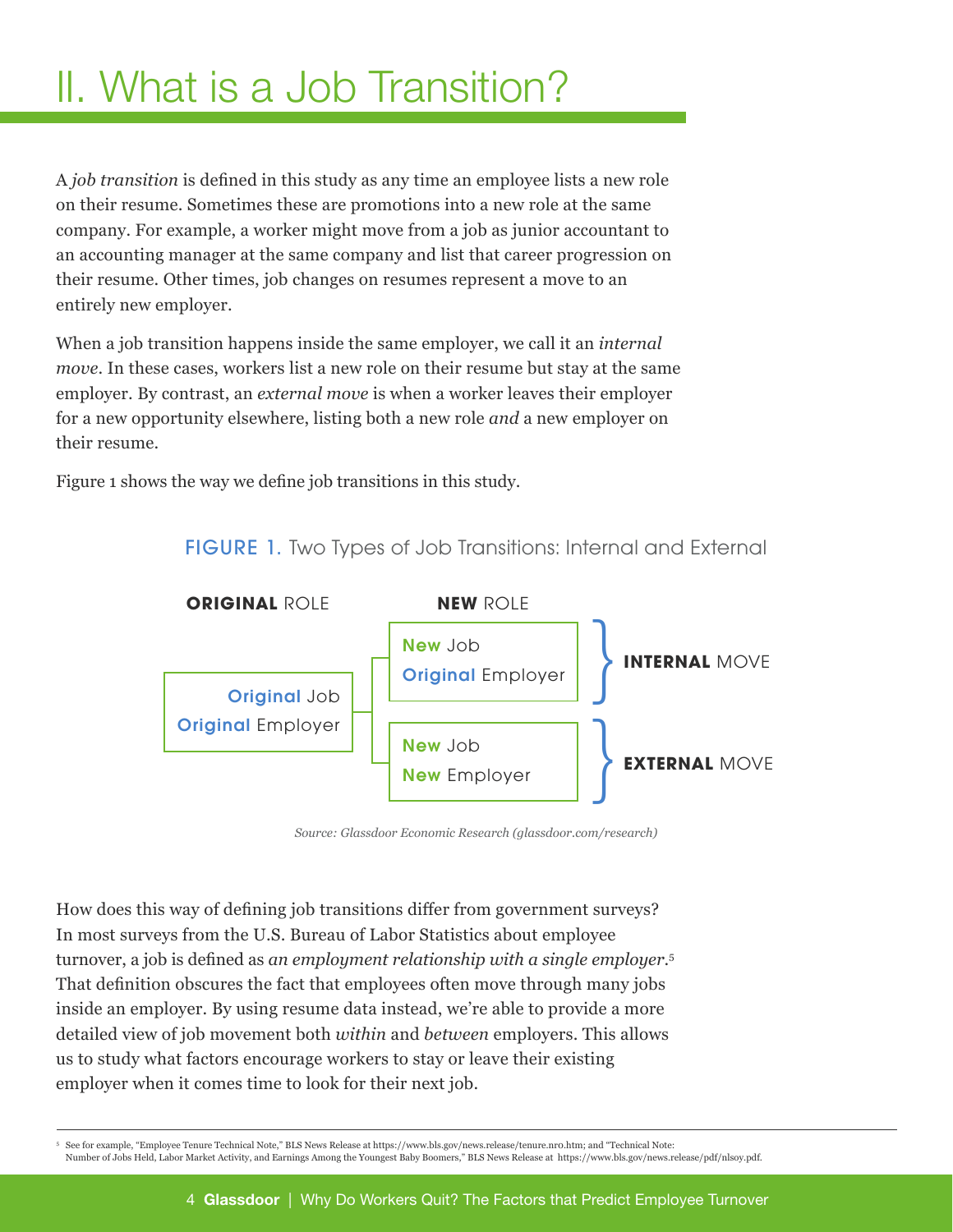# II. What is a Job Transition?

A *job transition* is defined in this study as any time an employee lists a new role on their resume. Sometimes these are promotions into a new role at the same company. For example, a worker might move from a job as junior accountant to an accounting manager at the same company and list that career progression on their resume. Other times, job changes on resumes represent a move to an entirely new employer.

When a job transition happens inside the same employer, we call it an *internal move*. In these cases, workers list a new role on their resume but stay at the same employer. By contrast, an *external move* is when a worker leaves their employer for a new opportunity elsewhere, listing both a new role *and* a new employer on their resume.

Figure 1 shows the way we define job transitions in this study.

FIGURE 1. Two Types of Job Transitions: Internal and External

| ORIGINAL ROLE | NEW ROLE | |
|---|---|---|
| Original Job, Original Employer | New Job, Original Employer | INTERNAL MOVE |
| | New Job, New Employer | EXTERNAL MOVE |

*Source: Glassdoor Economic Research (glassdoor.com/research)*

How does this way of defining job transitions differ from government surveys? In most surveys from the U.S. Bureau of Labor Statistics about employee turnover, a job is defined as *an employment relationship with a single employer*.[5] That definition obscures the fact that employees often move through many jobs inside an employer. By using resume data instead, we're able to provide a more detailed view of job movement both *within* and *between* employers. This allows us to study what factors encourage workers to stay or leave their existing employer when it comes time to look for their next job.

[5] See for example, "Employee Tenure Technical Note," BLS News Release at https://www.bls.gov/news.release/tenure.nr0.htm; and "Technical Note: Number of Jobs Held, Labor Market Activity, and Earnings Among the Youngest Baby Boomers," BLS News Release at https://www.bls.gov/news.release/pdf/nlsoy.pdf.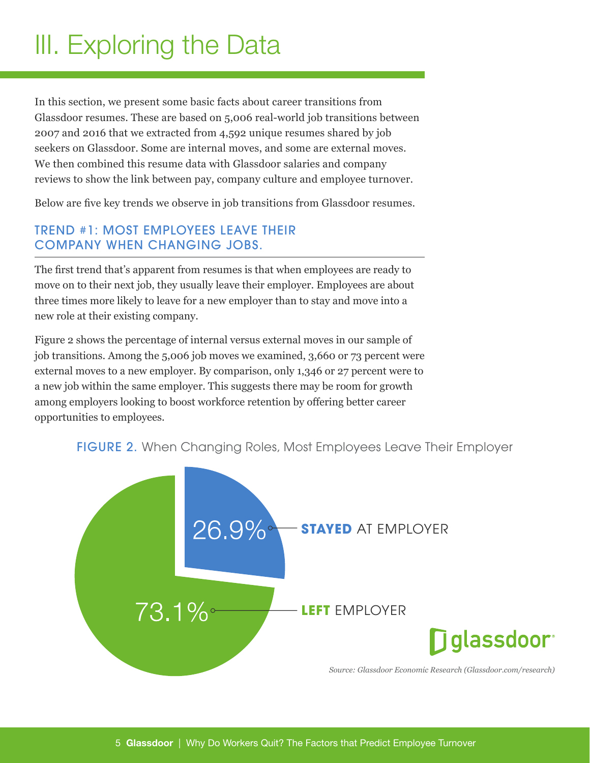# III. Exploring the Data

In this section, we present some basic facts about career transitions from Glassdoor resumes. These are based on 5,006 real-world job transitions between 2007 and 2016 that we extracted from 4,592 unique resumes shared by job seekers on Glassdoor. Some are internal moves, and some are external moves. We then combined this resume data with Glassdoor salaries and company reviews to show the link between pay, company culture and employee turnover.

Below are five key trends we observe in job transitions from Glassdoor resumes.

## TREND #1: MOST EMPLOYEES LEAVE THEIR COMPANY WHEN CHANGING JOBS.

The first trend that's apparent from resumes is that when employees are ready to move on to their next job, they usually leave their employer. Employees are about three times more likely to leave for a new employer than to stay and move into a new role at their existing company.

Figure 2 shows the percentage of internal versus external moves in our sample of job transitions. Among the 5,006 job moves we examined, 3,660 or 73 percent were external moves to a new employer. By comparison, only 1,346 or 27 percent were to a new job within the same employer. This suggests there may be room for growth among employers looking to boost workforce retention by offering better career opportunities to employees.

FIGURE 2. When Changing Roles, Most Employees Leave Their Employer

26.9% **STAYED** AT EMPLOYER

73.1% **LEFT** EMPLOYER

*Source: Glassdoor Economic Research (Glassdoor.com/research)*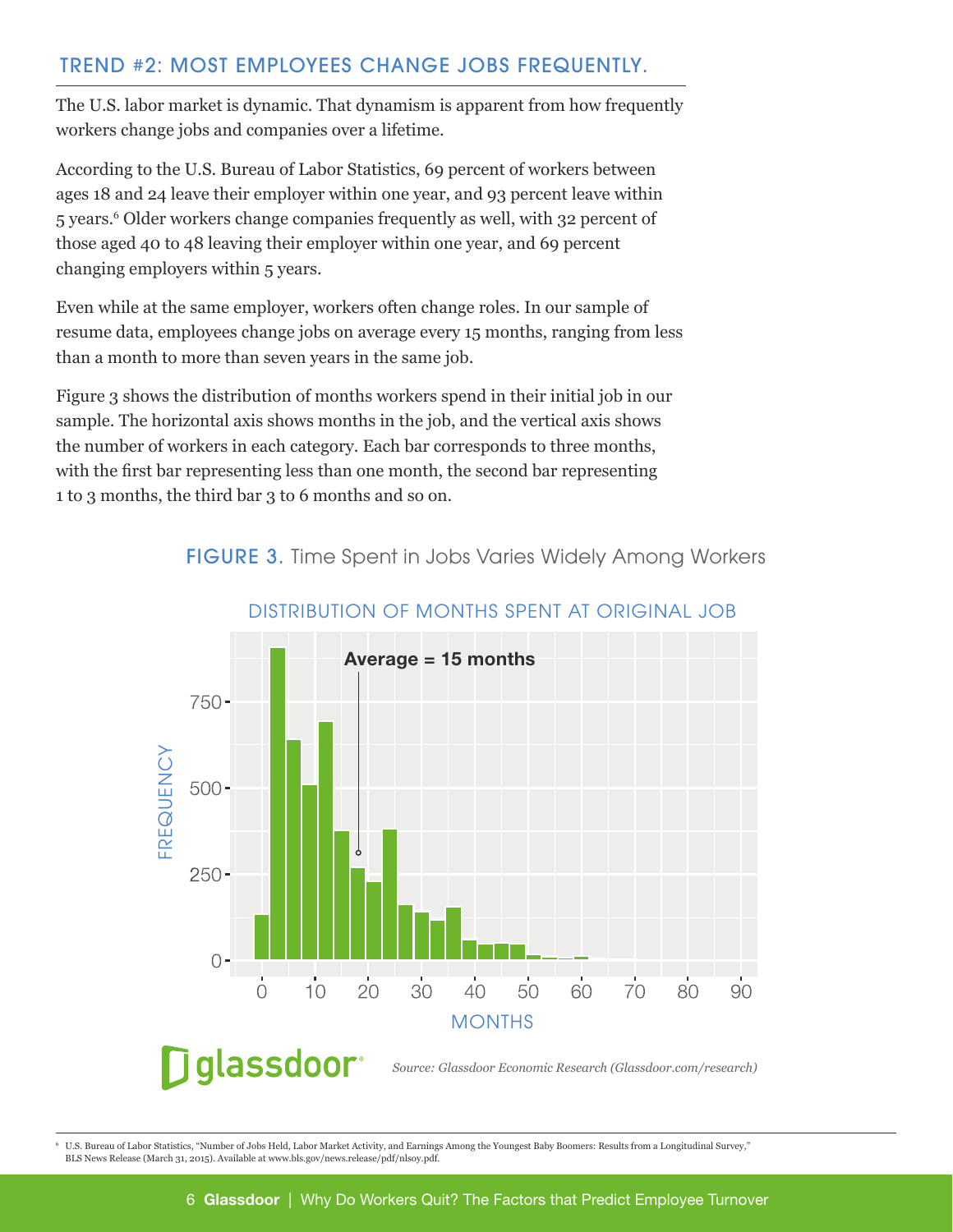## TREND #2: MOST EMPLOYEES CHANGE JOBS FREQUENTLY.

The U.S. labor market is dynamic. That dynamism is apparent from how frequently workers change jobs and companies over a lifetime.

According to the U.S. Bureau of Labor Statistics, 69 percent of workers between ages 18 and 24 leave their employer within one year, and 93 percent leave within 5 years.[6] Older workers change companies frequently as well, with 32 percent of those aged 40 to 48 leaving their employer within one year, and 69 percent changing employers within 5 years.

Even while at the same employer, workers often change roles. In our sample of resume data, employees change jobs on average every 15 months, ranging from less than a month to more than seven years in the same job.

Figure 3 shows the distribution of months workers spend in their initial job in our sample. The horizontal axis shows months in the job, and the vertical axis shows the number of workers in each category. Each bar corresponds to three months, with the first bar representing less than one month, the second bar representing 1 to 3 months, the third bar 3 to 6 months and so on.

**FIGURE 3.** Time Spent in Jobs Varies Widely Among Workers

DISTRIBUTION OF MONTHS SPENT AT ORIGINAL JOB

Average = 15 months

*Source: Glassdoor Economic Research (Glassdoor.com/research)*

[6] U.S. Bureau of Labor Statistics, "Number of Jobs Held, Labor Market Activity, and Earnings Among the Youngest Baby Boomers: Results from a Longitudinal Survey," BLS News Release (March 31, 2015). Available at www.bls.gov/news.release/pdf/nlsoy.pdf.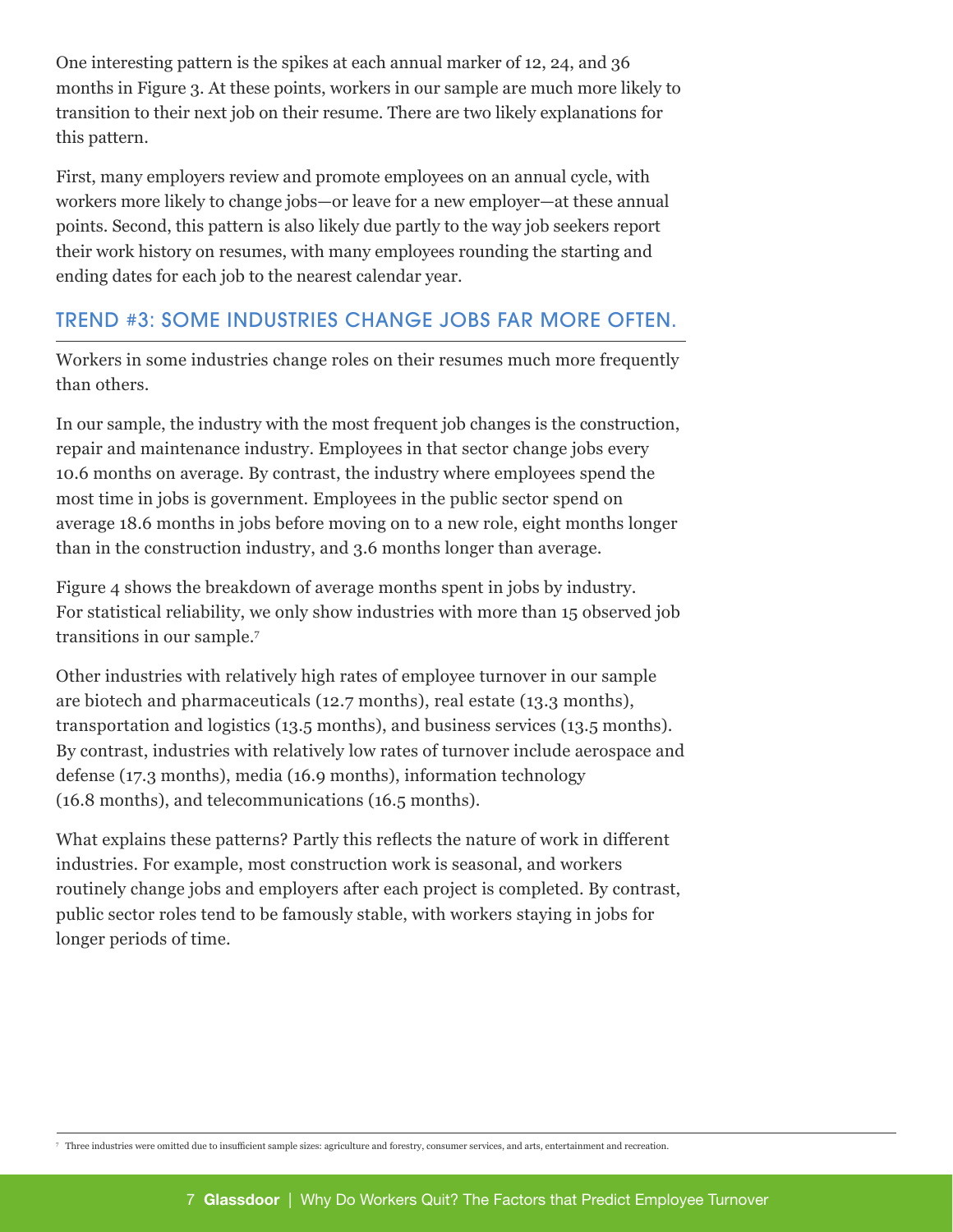One interesting pattern is the spikes at each annual marker of 12, 24, and 36 months in Figure 3. At these points, workers in our sample are much more likely to transition to their next job on their resume. There are two likely explanations for this pattern.

First, many employers review and promote employees on an annual cycle, with workers more likely to change jobs—or leave for a new employer—at these annual points. Second, this pattern is also likely due partly to the way job seekers report their work history on resumes, with many employees rounding the starting and ending dates for each job to the nearest calendar year.

## TREND #3: SOME INDUSTRIES CHANGE JOBS FAR MORE OFTEN.

Workers in some industries change roles on their resumes much more frequently than others.

In our sample, the industry with the most frequent job changes is the construction, repair and maintenance industry. Employees in that sector change jobs every 10.6 months on average. By contrast, the industry where employees spend the most time in jobs is government. Employees in the public sector spend on average 18.6 months in jobs before moving on to a new role, eight months longer than in the construction industry, and 3.6 months longer than average.

Figure 4 shows the breakdown of average months spent in jobs by industry. For statistical reliability, we only show industries with more than 15 observed job transitions in our sample.[7]

Other industries with relatively high rates of employee turnover in our sample are biotech and pharmaceuticals (12.7 months), real estate (13.3 months), transportation and logistics (13.5 months), and business services (13.5 months). By contrast, industries with relatively low rates of turnover include aerospace and defense (17.3 months), media (16.9 months), information technology (16.8 months), and telecommunications (16.5 months).

What explains these patterns? Partly this reflects the nature of work in different industries. For example, most construction work is seasonal, and workers routinely change jobs and employers after each project is completed. By contrast, public sector roles tend to be famously stable, with workers staying in jobs for longer periods of time.

[7] Three industries were omitted due to insufficient sample sizes: agriculture and forestry, consumer services, and arts, entertainment and recreation.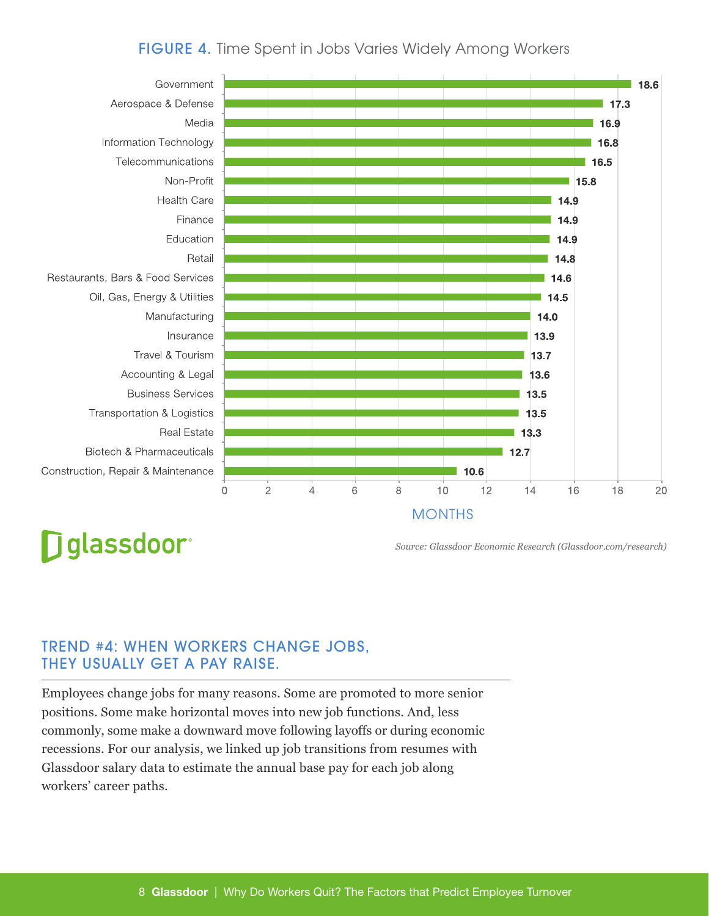## FIGURE 4. Time Spent in Jobs Varies Widely Among Workers

| Industry | Months |
| --- | --- |
| Government | 18.6 |
| Aerospace & Defense | 17.3 |
| Media | 16.9 |
| Information Technology | 16.8 |
| Telecommunications | 16.5 |
| Non-Profit | 15.8 |
| Health Care | 14.9 |
| Finance | 14.9 |
| Education | 14.9 |
| Retail | 14.8 |
| Restaurants, Bars & Food Services | 14.6 |
| Oil, Gas, Energy & Utilities | 14.5 |
| Manufacturing | 14.0 |
| Insurance | 13.9 |
| Travel & Tourism | 13.7 |
| Accounting & Legal | 13.6 |
| Business Services | 13.5 |
| Transportation & Logistics | 13.5 |
| Real Estate | 13.3 |
| Biotech & Pharmaceuticals | 12.7 |
| Construction, Repair & Maintenance | 10.6 |

*Source: Glassdoor Economic Research (Glassdoor.com/research)*

## TREND #4: WHEN WORKERS CHANGE JOBS, THEY USUALLY GET A PAY RAISE.

Employees change jobs for many reasons. Some are promoted to more senior positions. Some make horizontal moves into new job functions. And, less commonly, some make a downward move following layoffs or during economic recessions. For our analysis, we linked up job transitions from resumes with Glassdoor salary data to estimate the annual base pay for each job along workers' career paths.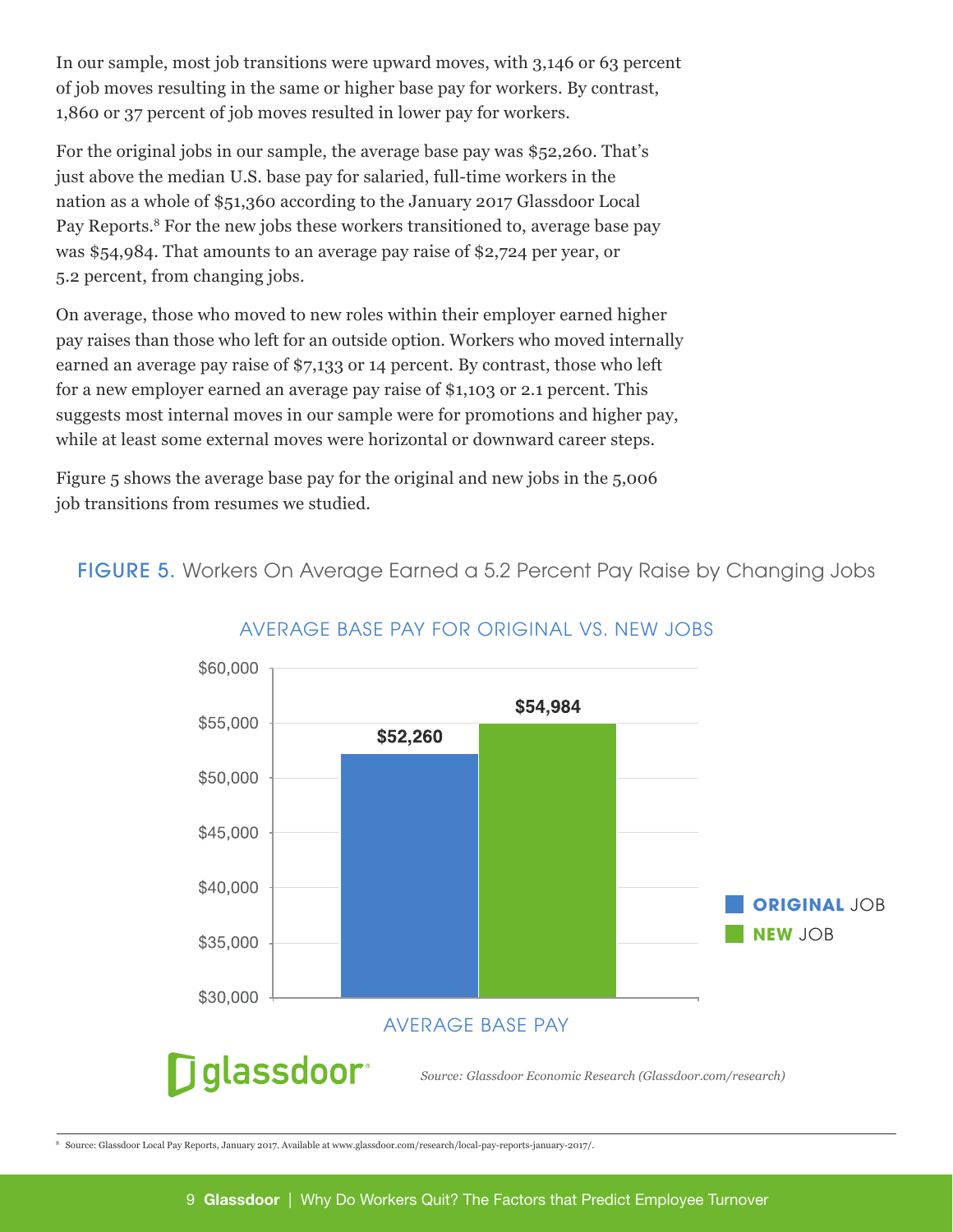In our sample, most job transitions were upward moves, with 3,146 or 63 percent of job moves resulting in the same or higher base pay for workers. By contrast, 1,860 or 37 percent of job moves resulted in lower pay for workers.

For the original jobs in our sample, the average base pay was $52,260. That's just above the median U.S. base pay for salaried, full-time workers in the nation as a whole of $51,360 according to the January 2017 Glassdoor Local Pay Reports.[8] For the new jobs these workers transitioned to, average base pay was $54,984. That amounts to an average pay raise of $2,724 per year, or 5.2 percent, from changing jobs.

On average, those who moved to new roles within their employer earned higher pay raises than those who left for an outside option. Workers who moved internally earned an average pay raise of $7,133 or 14 percent. By contrast, those who left for a new employer earned an average pay raise of $1,103 or 2.1 percent. This suggests most internal moves in our sample were for promotions and higher pay, while at least some external moves were horizontal or downward career steps.

Figure 5 shows the average base pay for the original and new jobs in the 5,006 job transitions from resumes we studied.

**FIGURE 5.** Workers On Average Earned a 5.2 Percent Pay Raise by Changing Jobs

AVERAGE BASE PAY FOR ORIGINAL VS. NEW JOBS

| | Original Job | New Job |
|---|---|---|
| Average Base Pay | $52,260 | $54,984 |

*Source: Glassdoor Economic Research (Glassdoor.com/research)*

[8] Source: Glassdoor Local Pay Reports, January 2017. Available at www.glassdoor.com/research/local-pay-reports-january-2017/.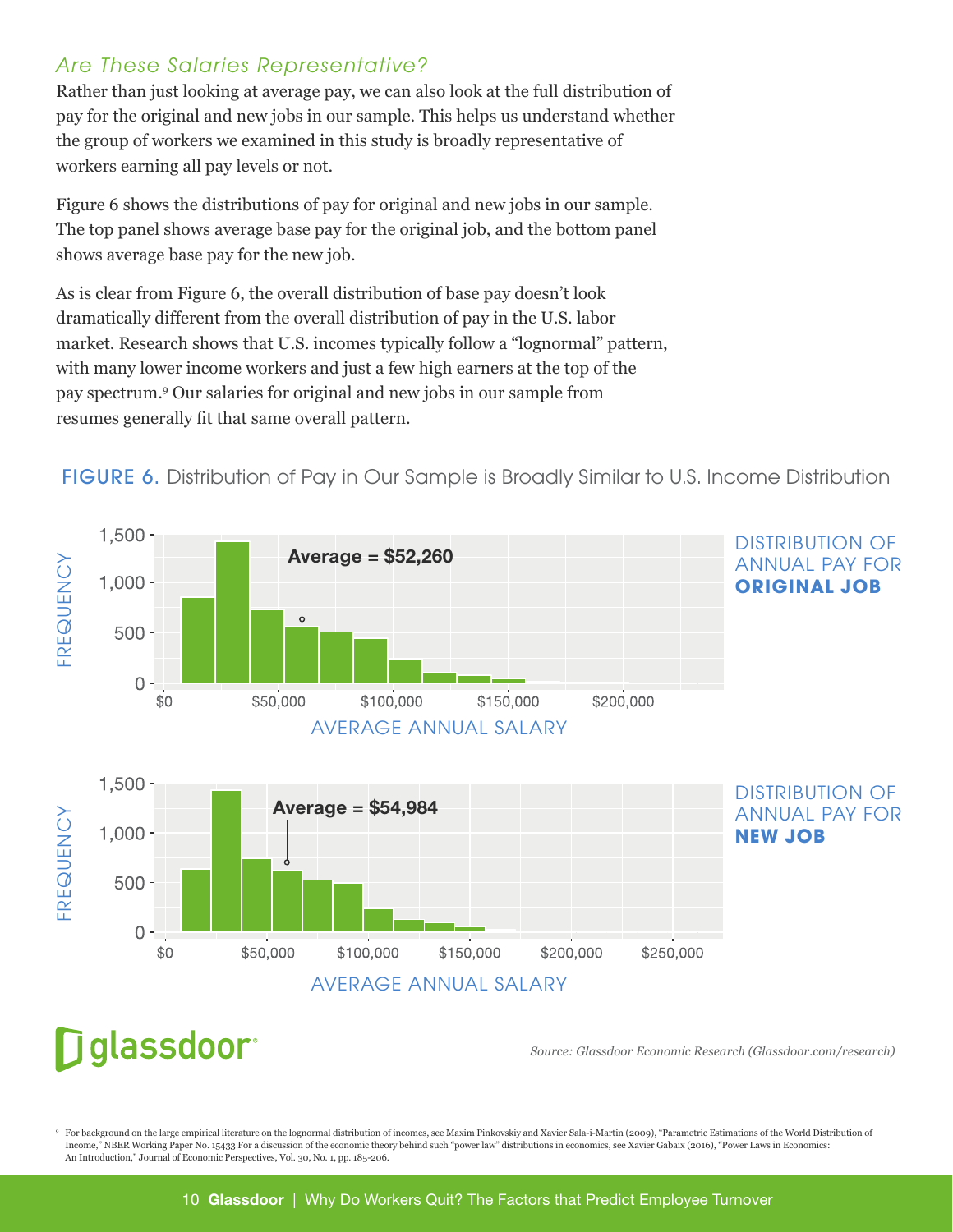### *Are These Salaries Representative?*

Rather than just looking at average pay, we can also look at the full distribution of pay for the original and new jobs in our sample. This helps us understand whether the group of workers we examined in this study is broadly representative of workers earning all pay levels or not.

Figure 6 shows the distributions of pay for original and new jobs in our sample. The top panel shows average base pay for the original job, and the bottom panel shows average base pay for the new job.

As is clear from Figure 6, the overall distribution of base pay doesn't look dramatically different from the overall distribution of pay in the U.S. labor market. Research shows that U.S. incomes typically follow a "lognormal" pattern, with many lower income workers and just a few high earners at the top of the pay spectrum.[9] Our salaries for original and new jobs in our sample from resumes generally fit that same overall pattern.

**FIGURE 6.** Distribution of Pay in Our Sample is Broadly Similar to U.S. Income Distribution

DISTRIBUTION OF ANNUAL PAY FOR **ORIGINAL JOB** — Average = $52,260

DISTRIBUTION OF ANNUAL PAY FOR **NEW JOB** — Average = $54,984

*Source: Glassdoor Economic Research (Glassdoor.com/research)*

---

[9] For background on the large empirical literature on the lognormal distribution of incomes, see Maxim Pinkovskiy and Xavier Sala-i-Martin (2009), "Parametric Estimations of the World Distribution of Income," NBER Working Paper No. 15433 For a discussion of the economic theory behind such "power law" distributions in economics, see Xavier Gabaix (2016), "Power Laws in Economics: An Introduction," Journal of Economic Perspectives, Vol. 30, No. 1, pp. 185-206.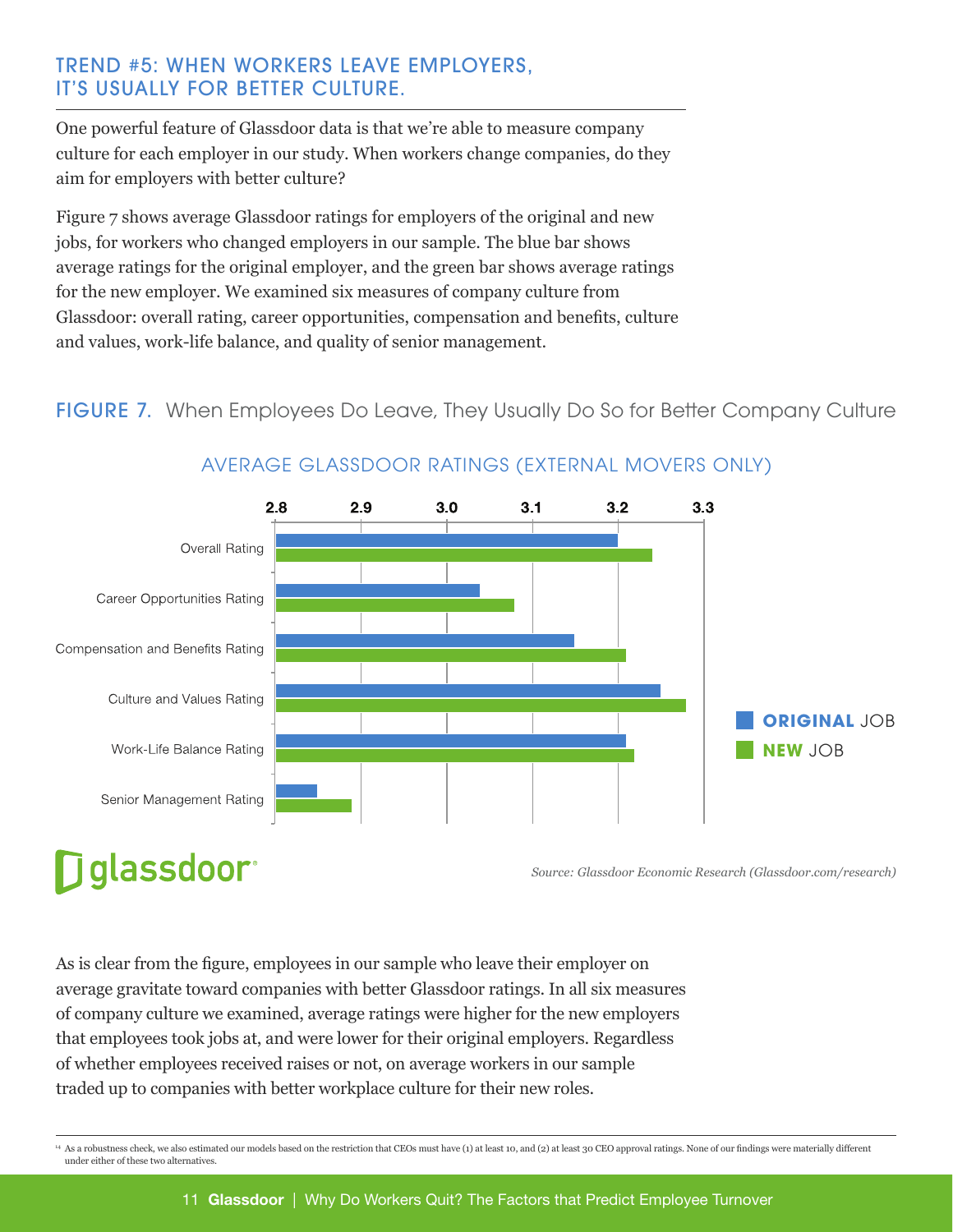## TREND #5: WHEN WORKERS LEAVE EMPLOYERS, IT'S USUALLY FOR BETTER CULTURE.

One powerful feature of Glassdoor data is that we're able to measure company culture for each employer in our study. When workers change companies, do they aim for employers with better culture?

Figure 7 shows average Glassdoor ratings for employers of the original and new jobs, for workers who changed employers in our sample. The blue bar shows average ratings for the original employer, and the green bar shows average ratings for the new employer. We examined six measures of company culture from Glassdoor: overall rating, career opportunities, compensation and benefits, culture and values, work-life balance, and quality of senior management.

**FIGURE 7.** When Employees Do Leave, They Usually Do So for Better Company Culture

AVERAGE GLASSDOOR RATINGS (EXTERNAL MOVERS ONLY)

Source: *Glassdoor Economic Research (Glassdoor.com/research)*

As is clear from the figure, employees in our sample who leave their employer on average gravitate toward companies with better Glassdoor ratings. In all six measures of company culture we examined, average ratings were higher for the new employers that employees took jobs at, and were lower for their original employers. Regardless of whether employees received raises or not, on average workers in our sample traded up to companies with better workplace culture for their new roles.

[14] As a robustness check, we also estimated our models based on the restriction that CEOs must have (1) at least 10, and (2) at least 30 CEO approval ratings. None of our findings were materially different under either of these two alternatives.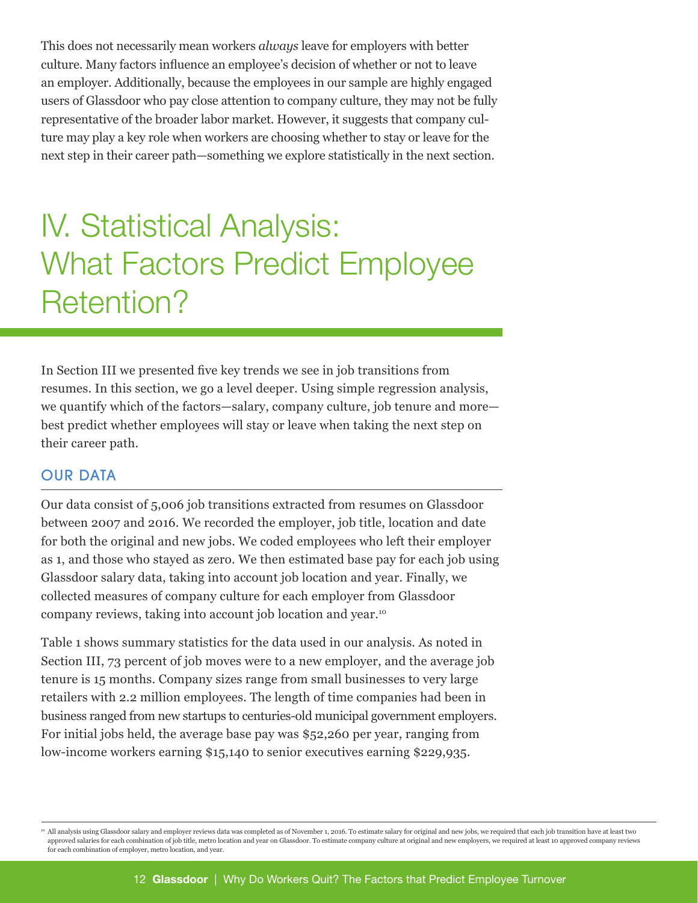This does not necessarily mean workers *always* leave for employers with better culture. Many factors influence an employee's decision of whether or not to leave an employer. Additionally, because the employees in our sample are highly engaged users of Glassdoor who pay close attention to company culture, they may not be fully representative of the broader labor market. However, it suggests that company culture may play a key role when workers are choosing whether to stay or leave for the next step in their career path—something we explore statistically in the next section.

# IV. Statistical Analysis: What Factors Predict Employee Retention?

In Section III we presented five key trends we see in job transitions from resumes. In this section, we go a level deeper. Using simple regression analysis, we quantify which of the factors—salary, company culture, job tenure and more—best predict whether employees will stay or leave when taking the next step on their career path.

## OUR DATA

Our data consist of 5,006 job transitions extracted from resumes on Glassdoor between 2007 and 2016. We recorded the employer, job title, location and date for both the original and new jobs. We coded employees who left their employer as 1, and those who stayed as zero. We then estimated base pay for each job using Glassdoor salary data, taking into account job location and year. Finally, we collected measures of company culture for each employer from Glassdoor company reviews, taking into account job location and year.[10]

Table 1 shows summary statistics for the data used in our analysis. As noted in Section III, 73 percent of job moves were to a new employer, and the average job tenure is 15 months. Company sizes range from small businesses to very large retailers with 2.2 million employees. The length of time companies had been in business ranged from new startups to centuries-old municipal government employers. For initial jobs held, the average base pay was $52,260 per year, ranging from low-income workers earning $15,140 to senior executives earning $229,935.

[10] All analysis using Glassdoor salary and employer reviews data was completed as of November 1, 2016. To estimate salary for original and new jobs, we required that each job transition have at least two approved salaries for each combination of job title, metro location and year on Glassdoor. To estimate company culture at original and new employers, we required at least 10 approved company reviews for each combination of employer, metro location, and year.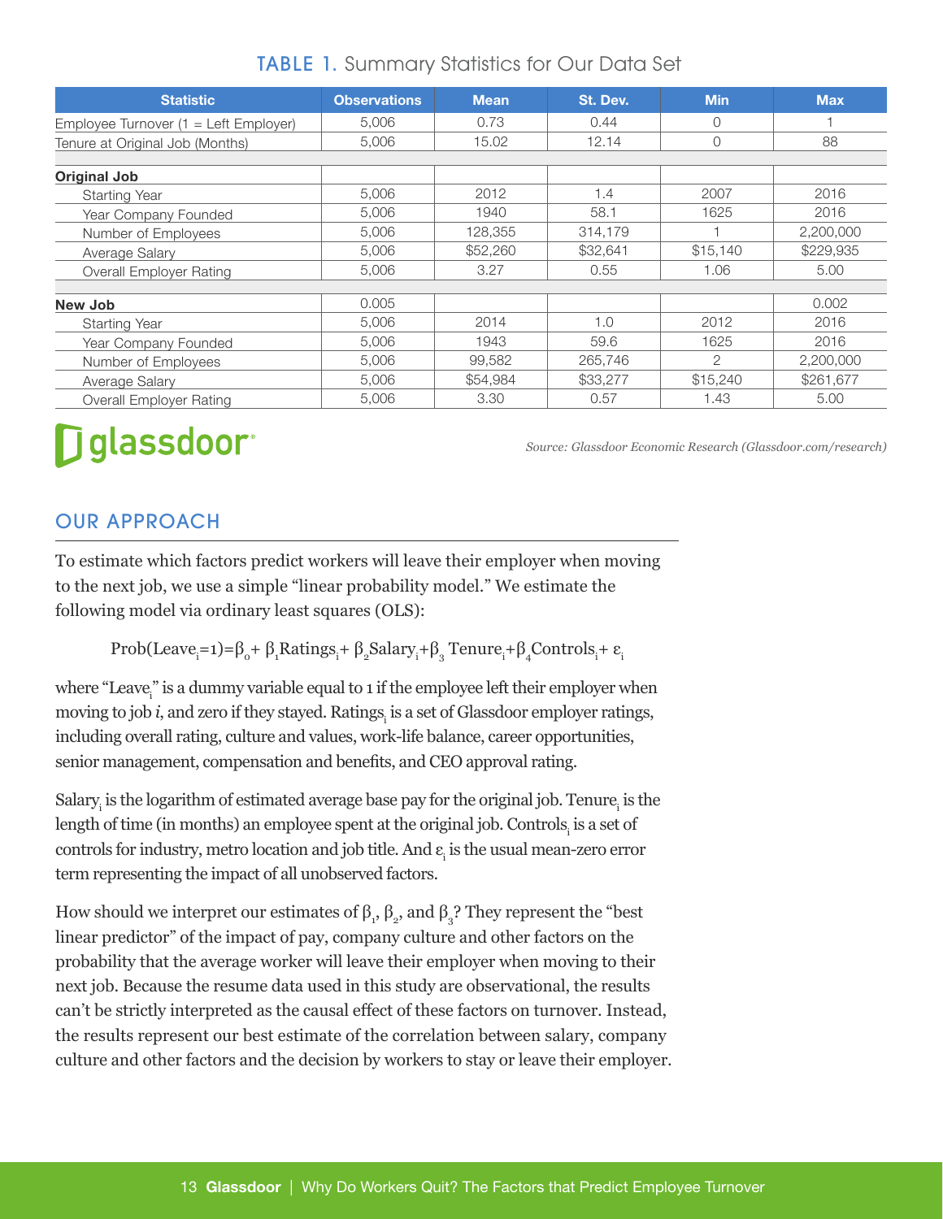**TABLE 1.** Summary Statistics for Our Data Set

| Statistic | Observations | Mean | St. Dev. | Min | Max |
|---|---|---|---|---|---|
| Employee Turnover (1 = Left Employer) | 5,006 | 0.73 | 0.44 | 0 | 1 |
| Tenure at Original Job (Months) | 5,006 | 15.02 | 12.14 | 0 | 88 |
| | | | | | |
| **Original Job** | | | | | |
| Starting Year | 5,006 | 2012 | 1.4 | 2007 | 2016 |
| Year Company Founded | 5,006 | 1940 | 58.1 | 1625 | 2016 |
| Number of Employees | 5,006 | 128,355 | 314,179 | 1 | 2,200,000 |
| Average Salary | 5,006 | $52,260 | $32,641 | $15,140 | $229,935 |
| Overall Employer Rating | 5,006 | 3.27 | 0.55 | 1.06 | 5.00 |
| | | | | | |
| **New Job** | 0.005 | | | | 0.002 |
| Starting Year | 5,006 | 2014 | 1.0 | 2012 | 2016 |
| Year Company Founded | 5,006 | 1943 | 59.6 | 1625 | 2016 |
| Number of Employees | 5,006 | 99,582 | 265,746 | 2 | 2,200,000 |
| Average Salary | 5,006 | $54,984 | $33,277 | $15,240 | $261,677 |
| Overall Employer Rating | 5,006 | 3.30 | 0.57 | 1.43 | 5.00 |

glassdoor

*Source: Glassdoor Economic Research (Glassdoor.com/research)*

## OUR APPROACH

To estimate which factors predict workers will leave their employer when moving to the next job, we use a simple "linear probability model." We estimate the following model via ordinary least squares (OLS):

$$\text{Prob}(\text{Leave}_i=1)=\beta_0+\beta_1\text{Ratings}_i+\beta_2\text{Salary}_i+\beta_3\text{Tenure}_i+\beta_4\text{Controls}_i+\varepsilon_i$$

where "$\text{Leave}_i$" is a dummy variable equal to 1 if the employee left their employer when moving to job *i*, and zero if they stayed. $\text{Ratings}_i$ is a set of Glassdoor employer ratings, including overall rating, culture and values, work-life balance, career opportunities, senior management, compensation and benefits, and CEO approval rating.

$\text{Salary}_i$ is the logarithm of estimated average base pay for the original job. $\text{Tenure}_i$ is the length of time (in months) an employee spent at the original job. $\text{Controls}_i$ is a set of controls for industry, metro location and job title. And $\varepsilon_i$ is the usual mean-zero error term representing the impact of all unobserved factors.

How should we interpret our estimates of $\beta_1$, $\beta_2$, and $\beta_3$? They represent the "best linear predictor" of the impact of pay, company culture and other factors on the probability that the average worker will leave their employer when moving to their next job. Because the resume data used in this study are observational, the results can't be strictly interpreted as the causal effect of these factors on turnover. Instead, the results represent our best estimate of the correlation between salary, company culture and other factors and the decision by workers to stay or leave their employer.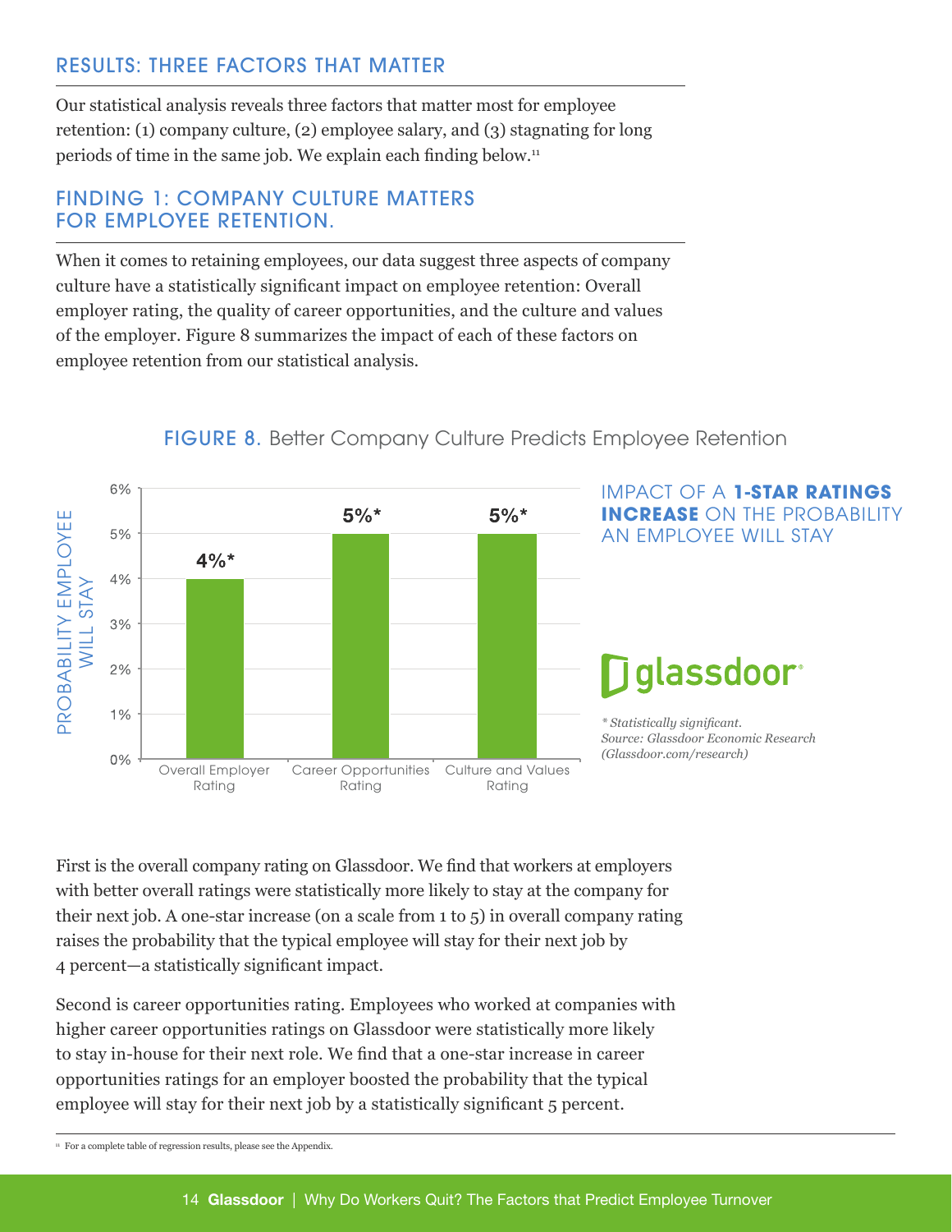## RESULTS: THREE FACTORS THAT MATTER

Our statistical analysis reveals three factors that matter most for employee retention: (1) company culture, (2) employee salary, and (3) stagnating for long periods of time in the same job. We explain each finding below.[11]

## FINDING 1: COMPANY CULTURE MATTERS FOR EMPLOYEE RETENTION.

When it comes to retaining employees, our data suggest three aspects of company culture have a statistically significant impact on employee retention: Overall employer rating, the quality of career opportunities, and the culture and values of the employer. Figure 8 summarizes the impact of each of these factors on employee retention from our statistical analysis.

**FIGURE 8.** Better Company Culture Predicts Employee Retention

IMPACT OF A **1-STAR RATINGS INCREASE** ON THE PROBABILITY AN EMPLOYEE WILL STAY

| | Probability Employee Will Stay |
|---|---|
| Overall Employer Rating | 4%* |
| Career Opportunities Rating | 5%* |
| Culture and Values Rating | 5%* |

glassdoor

*\* Statistically significant.*
*Source: Glassdoor Economic Research (Glassdoor.com/research)*

First is the overall company rating on Glassdoor. We find that workers at employers with better overall ratings were statistically more likely to stay at the company for their next job. A one-star increase (on a scale from 1 to 5) in overall company rating raises the probability that the typical employee will stay for their next job by 4 percent—a statistically significant impact.

Second is career opportunities rating. Employees who worked at companies with higher career opportunities ratings on Glassdoor were statistically more likely to stay in-house for their next role. We find that a one-star increase in career opportunities ratings for an employer boosted the probability that the typical employee will stay for their next job by a statistically significant 5 percent.

[11] For a complete table of regression results, please see the Appendix.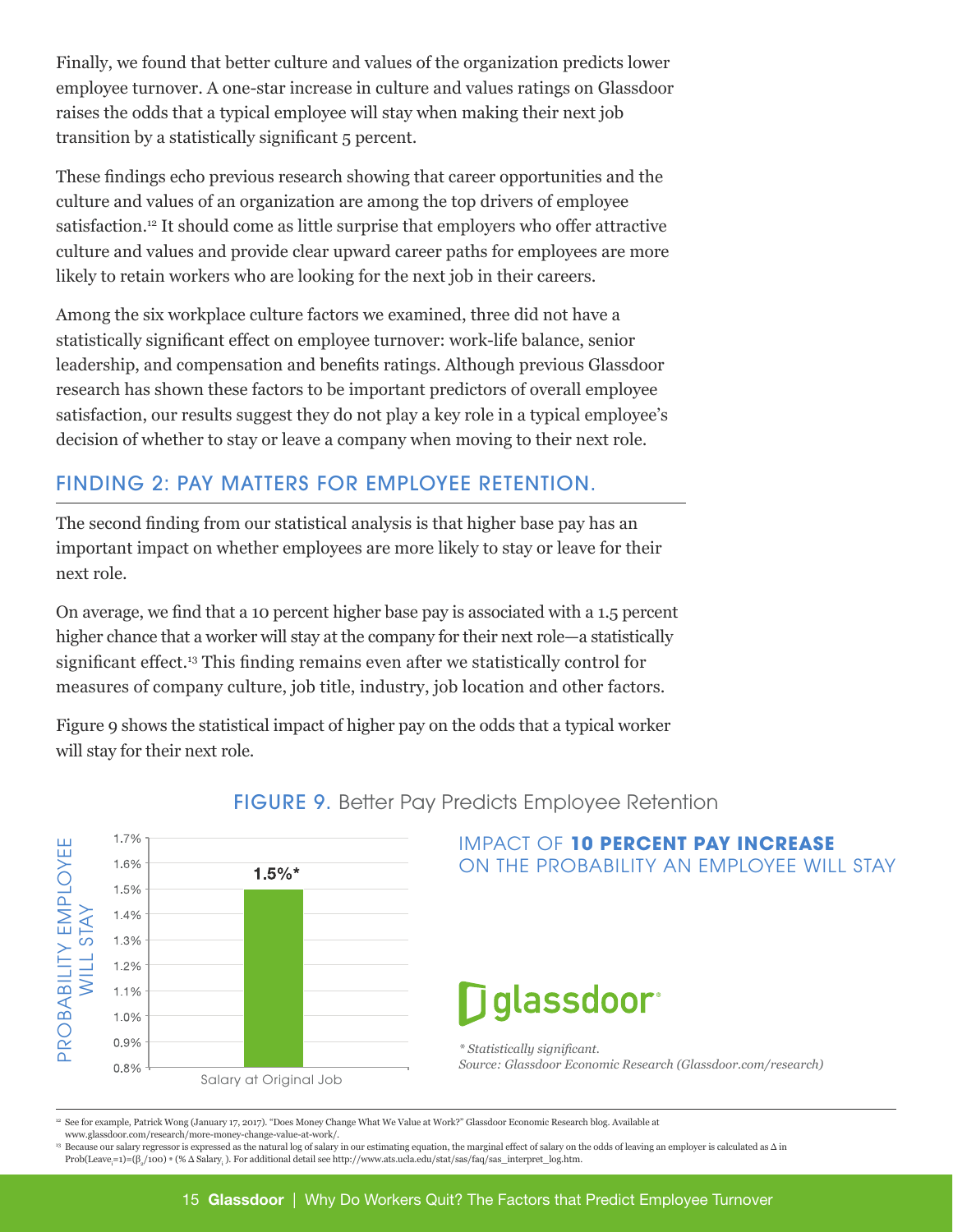Finally, we found that better culture and values of the organization predicts lower employee turnover. A one-star increase in culture and values ratings on Glassdoor raises the odds that a typical employee will stay when making their next job transition by a statistically significant 5 percent.

These findings echo previous research showing that career opportunities and the culture and values of an organization are among the top drivers of employee satisfaction.[12] It should come as little surprise that employers who offer attractive culture and values and provide clear upward career paths for employees are more likely to retain workers who are looking for the next job in their careers.

Among the six workplace culture factors we examined, three did not have a statistically significant effect on employee turnover: work-life balance, senior leadership, and compensation and benefits ratings. Although previous Glassdoor research has shown these factors to be important predictors of overall employee satisfaction, our results suggest they do not play a key role in a typical employee's decision of whether to stay or leave a company when moving to their next role.

## FINDING 2: PAY MATTERS FOR EMPLOYEE RETENTION.

The second finding from our statistical analysis is that higher base pay has an important impact on whether employees are more likely to stay or leave for their next role.

On average, we find that a 10 percent higher base pay is associated with a 1.5 percent higher chance that a worker will stay at the company for their next role—a statistically significant effect.[13] This finding remains even after we statistically control for measures of company culture, job title, industry, job location and other factors.

Figure 9 shows the statistical impact of higher pay on the odds that a typical worker will stay for their next role.

**FIGURE 9.** Better Pay Predicts Employee Retention

IMPACT OF **10 PERCENT PAY INCREASE** ON THE PROBABILITY AN EMPLOYEE WILL STAY

| | Probability Employee Will Stay |
|---|---|
| Salary at Original Job | 1.5%* |

*\* Statistically significant.*
*Source: Glassdoor Economic Research (Glassdoor.com/research)*

---

[12] See for example, Patrick Wong (January 17, 2017). "Does Money Change What We Value at Work?" Glassdoor Economic Research blog. Available at www.glassdoor.com/research/more-money-change-value-at-work/.

[13] Because our salary regressor is expressed as the natural log of salary in our estimating equation, the marginal effect of salary on the odds of leaving an employer is calculated as $\Delta$ in $Prob(Leave_i=1)=(\beta_3/100) * (\% \Delta Salary_i)$. For additional detail see http://www.ats.ucla.edu/stat/sas/faq/sas_interpret_log.htm.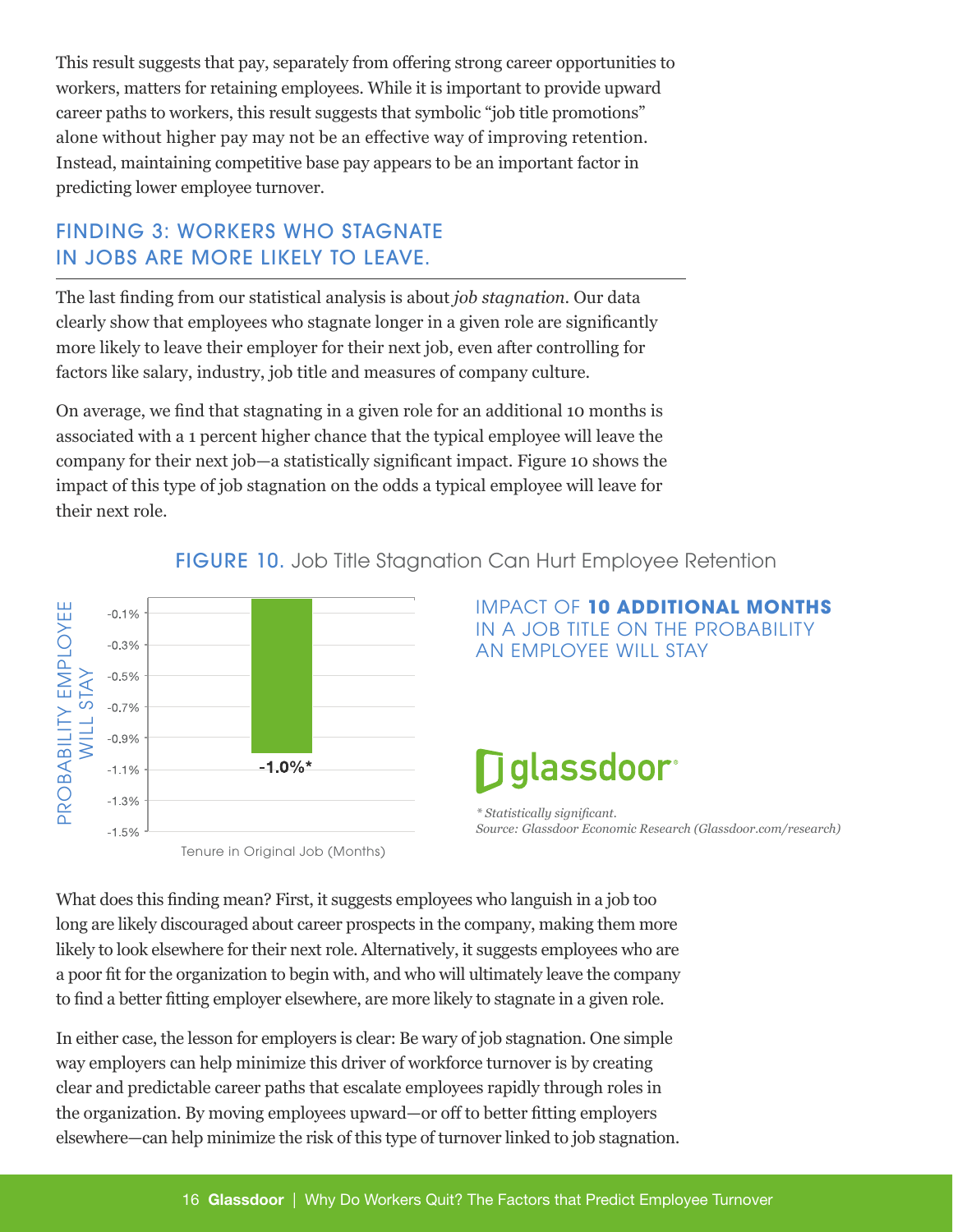This result suggests that pay, separately from offering strong career opportunities to workers, matters for retaining employees. While it is important to provide upward career paths to workers, this result suggests that symbolic "job title promotions" alone without higher pay may not be an effective way of improving retention. Instead, maintaining competitive base pay appears to be an important factor in predicting lower employee turnover.

## FINDING 3: WORKERS WHO STAGNATE IN JOBS ARE MORE LIKELY TO LEAVE.

The last finding from our statistical analysis is about *job stagnation*. Our data clearly show that employees who stagnate longer in a given role are significantly more likely to leave their employer for their next job, even after controlling for factors like salary, industry, job title and measures of company culture.

On average, we find that stagnating in a given role for an additional 10 months is associated with a 1 percent higher chance that the typical employee will leave the company for their next job—a statistically significant impact. Figure 10 shows the impact of this type of job stagnation on the odds a typical employee will leave for their next role.

FIGURE 10. Job Title Stagnation Can Hurt Employee Retention

IMPACT OF **10 ADDITIONAL MONTHS** IN A JOB TITLE ON THE PROBABILITY AN EMPLOYEE WILL STAY

| Tenure in Original Job (Months) | Probability Employee Will Stay |
| --- | --- |
| 10 additional months | -1.0%* |

*\* Statistically significant.*
*Source: Glassdoor Economic Research (Glassdoor.com/research)*

What does this finding mean? First, it suggests employees who languish in a job too long are likely discouraged about career prospects in the company, making them more likely to look elsewhere for their next role. Alternatively, it suggests employees who are a poor fit for the organization to begin with, and who will ultimately leave the company to find a better fitting employer elsewhere, are more likely to stagnate in a given role.

In either case, the lesson for employers is clear: Be wary of job stagnation. One simple way employers can help minimize this driver of workforce turnover is by creating clear and predictable career paths that escalate employees rapidly through roles in the organization. By moving employees upward—or off to better fitting employers elsewhere—can help minimize the risk of this type of turnover linked to job stagnation.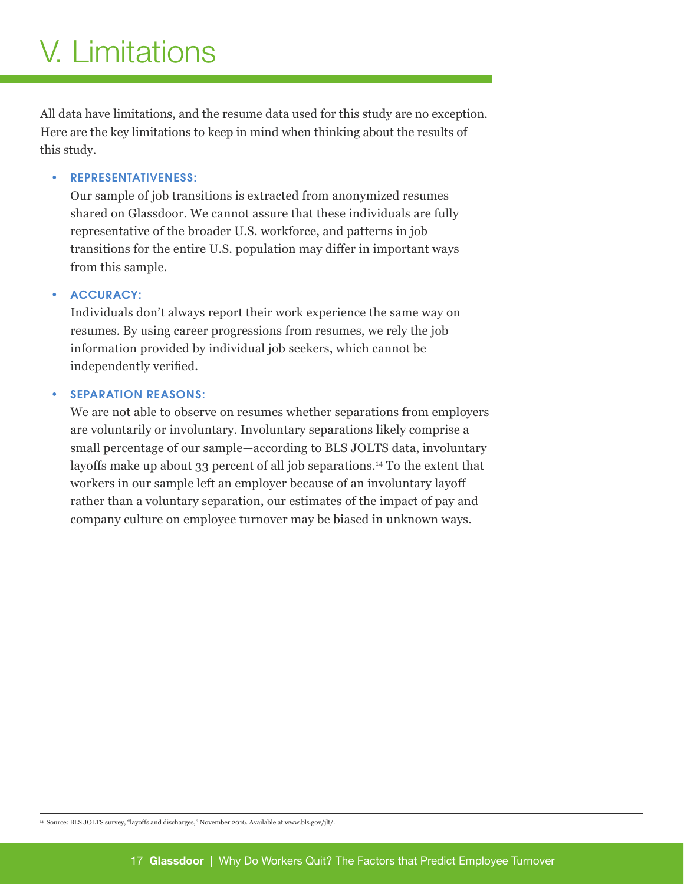# V. Limitations

All data have limitations, and the resume data used for this study are no exception. Here are the key limitations to keep in mind when thinking about the results of this study.

- **REPRESENTATIVENESS:**
  Our sample of job transitions is extracted from anonymized resumes shared on Glassdoor. We cannot assure that these individuals are fully representative of the broader U.S. workforce, and patterns in job transitions for the entire U.S. population may differ in important ways from this sample.

- **ACCURACY:**
  Individuals don't always report their work experience the same way on resumes. By using career progressions from resumes, we rely the job information provided by individual job seekers, which cannot be independently verified.

- **SEPARATION REASONS:**
  We are not able to observe on resumes whether separations from employers are voluntarily or involuntary. Involuntary separations likely comprise a small percentage of our sample—according to BLS JOLTS data, involuntary layoffs make up about 33 percent of all job separations.[14] To the extent that workers in our sample left an employer because of an involuntary layoff rather than a voluntary separation, our estimates of the impact of pay and company culture on employee turnover may be biased in unknown ways.

[14] Source: BLS JOLTS survey, "layoffs and discharges," November 2016. Available at www.bls.gov/jlt/.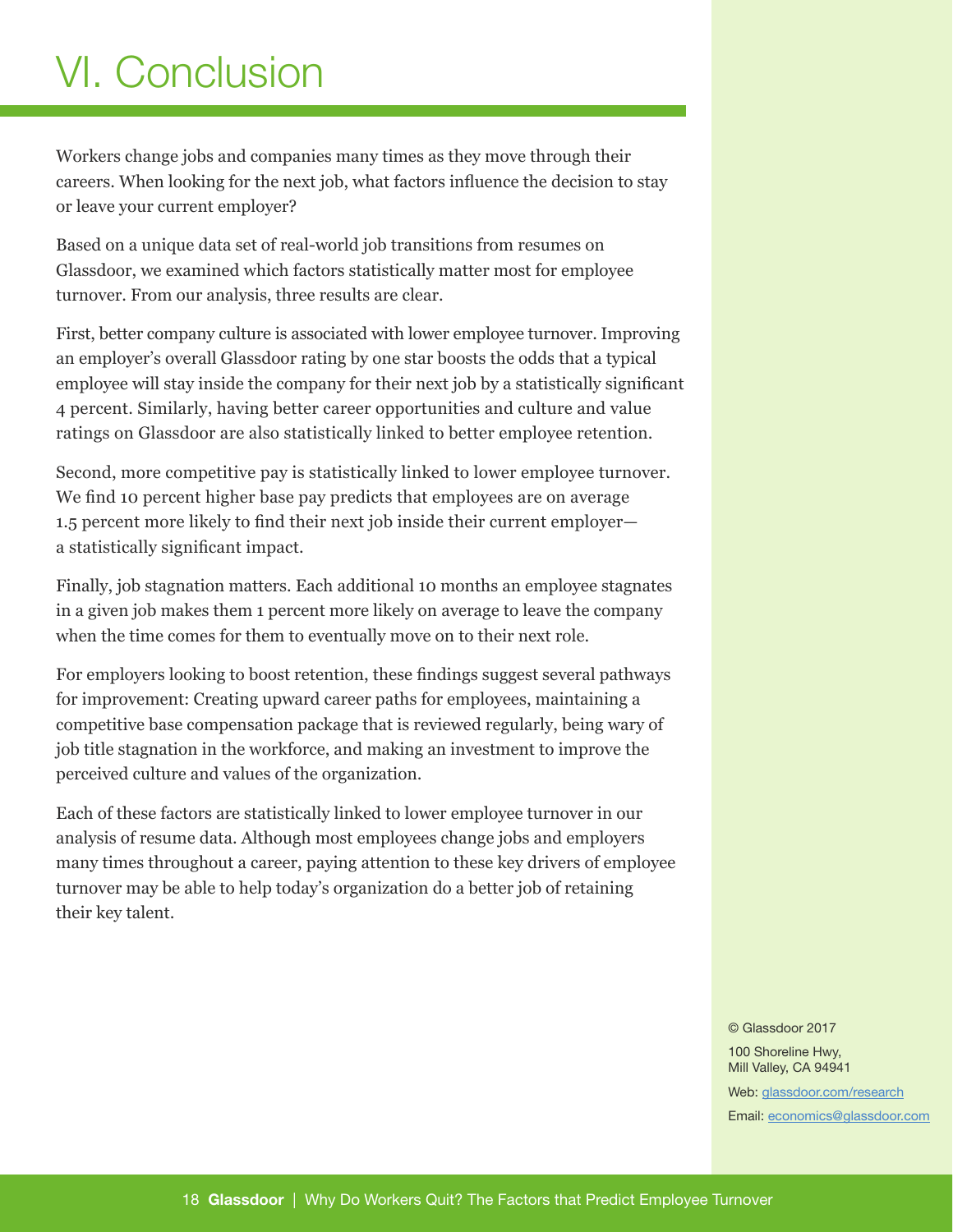# VI. Conclusion

Workers change jobs and companies many times as they move through their careers. When looking for the next job, what factors influence the decision to stay or leave your current employer?

Based on a unique data set of real-world job transitions from resumes on Glassdoor, we examined which factors statistically matter most for employee turnover. From our analysis, three results are clear.

First, better company culture is associated with lower employee turnover. Improving an employer's overall Glassdoor rating by one star boosts the odds that a typical employee will stay inside the company for their next job by a statistically significant 4 percent. Similarly, having better career opportunities and culture and value ratings on Glassdoor are also statistically linked to better employee retention.

Second, more competitive pay is statistically linked to lower employee turnover. We find 10 percent higher base pay predicts that employees are on average 1.5 percent more likely to find their next job inside their current employer—a statistically significant impact.

Finally, job stagnation matters. Each additional 10 months an employee stagnates in a given job makes them 1 percent more likely on average to leave the company when the time comes for them to eventually move on to their next role.

For employers looking to boost retention, these findings suggest several pathways for improvement: Creating upward career paths for employees, maintaining a competitive base compensation package that is reviewed regularly, being wary of job title stagnation in the workforce, and making an investment to improve the perceived culture and values of the organization.

Each of these factors are statistically linked to lower employee turnover in our analysis of resume data. Although most employees change jobs and employers many times throughout a career, paying attention to these key drivers of employee turnover may be able to help today's organization do a better job of retaining their key talent.

© Glassdoor 2017

100 Shoreline Hwy,
Mill Valley, CA 94941

Web: glassdoor.com/research

Email: economics@glassdoor.com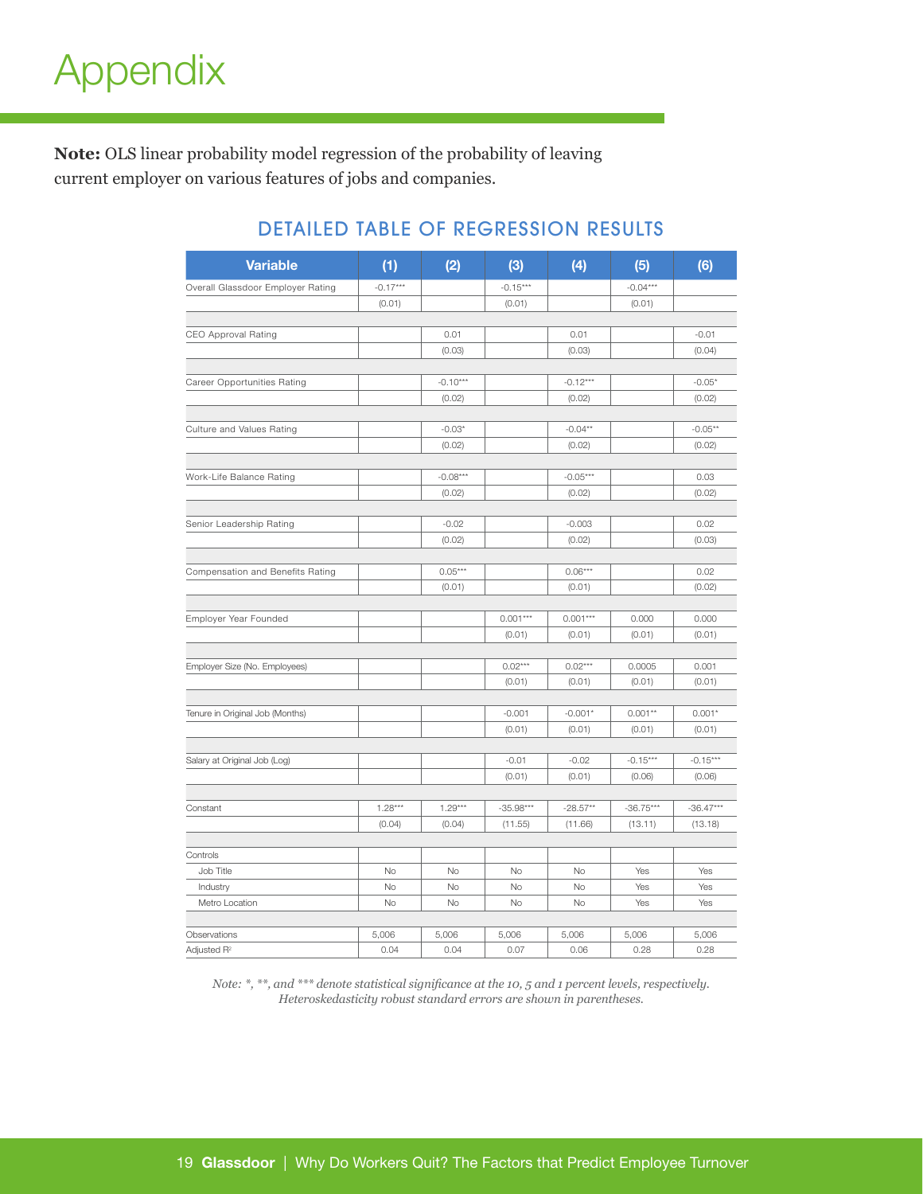# Appendix

**Note:** OLS linear probability model regression of the probability of leaving current employer on various features of jobs and companies.

## DETAILED TABLE OF REGRESSION RESULTS

| Variable | (1) | (2) | (3) | (4) | (5) | (6) |
|---|---|---|---|---|---|---|
| Overall Glassdoor Employer Rating | -0.17*** | | -0.15*** | | -0.04*** | |
| | (0.01) | | (0.01) | | (0.01) | |
| CEO Approval Rating | | 0.01 | | 0.01 | | -0.01 |
| | | (0.03) | | (0.03) | | (0.04) |
| Career Opportunities Rating | | -0.10*** | | -0.12*** | | -0.05* |
| | | (0.02) | | (0.02) | | (0.02) |
| Culture and Values Rating | | -0.03* | | -0.04** | | -0.05** |
| | | (0.02) | | (0.02) | | (0.02) |
| Work-Life Balance Rating | | -0.08*** | | -0.05*** | | 0.03 |
| | | (0.02) | | (0.02) | | (0.02) |
| Senior Leadership Rating | | -0.02 | | -0.003 | | 0.02 |
| | | (0.02) | | (0.02) | | (0.03) |
| Compensation and Benefits Rating | | 0.05*** | | 0.06*** | | 0.02 |
| | | (0.01) | | (0.01) | | (0.02) |
| Employer Year Founded | | | 0.001*** | 0.001*** | 0.000 | 0.000 |
| | | | (0.01) | (0.01) | (0.01) | (0.01) |
| Employer Size (No. Employees) | | | 0.02*** | 0.02*** | 0.0005 | 0.001 |
| | | | (0.01) | (0.01) | (0.01) | (0.01) |
| Tenure in Original Job (Months) | | | -0.001 | -0.001* | 0.001** | 0.001* |
| | | | (0.01) | (0.01) | (0.01) | (0.01) |
| Salary at Original Job (Log) | | | -0.01 | -0.02 | -0.15*** | -0.15*** |
| | | | (0.01) | (0.01) | (0.06) | (0.06) |
| Constant | 1.28*** | 1.29*** | -35.98*** | -28.57** | -36.75*** | -36.47*** |
| | (0.04) | (0.04) | (11.55) | (11.66) | (13.11) | (13.18) |
| Controls | | | | | | |
| Job Title | No | No | No | No | Yes | Yes |
| Industry | No | No | No | No | Yes | Yes |
| Metro Location | No | No | No | No | Yes | Yes |
| Observations | 5,006 | 5,006 | 5,006 | 5,006 | 5,006 | 5,006 |
| Adjusted $R^2$ | 0.04 | 0.04 | 0.07 | 0.06 | 0.28 | 0.28 |

*Note: *, **, and *** denote statistical significance at the 10, 5 and 1 percent levels, respectively. Heteroskedasticity robust standard errors are shown in parentheses.*